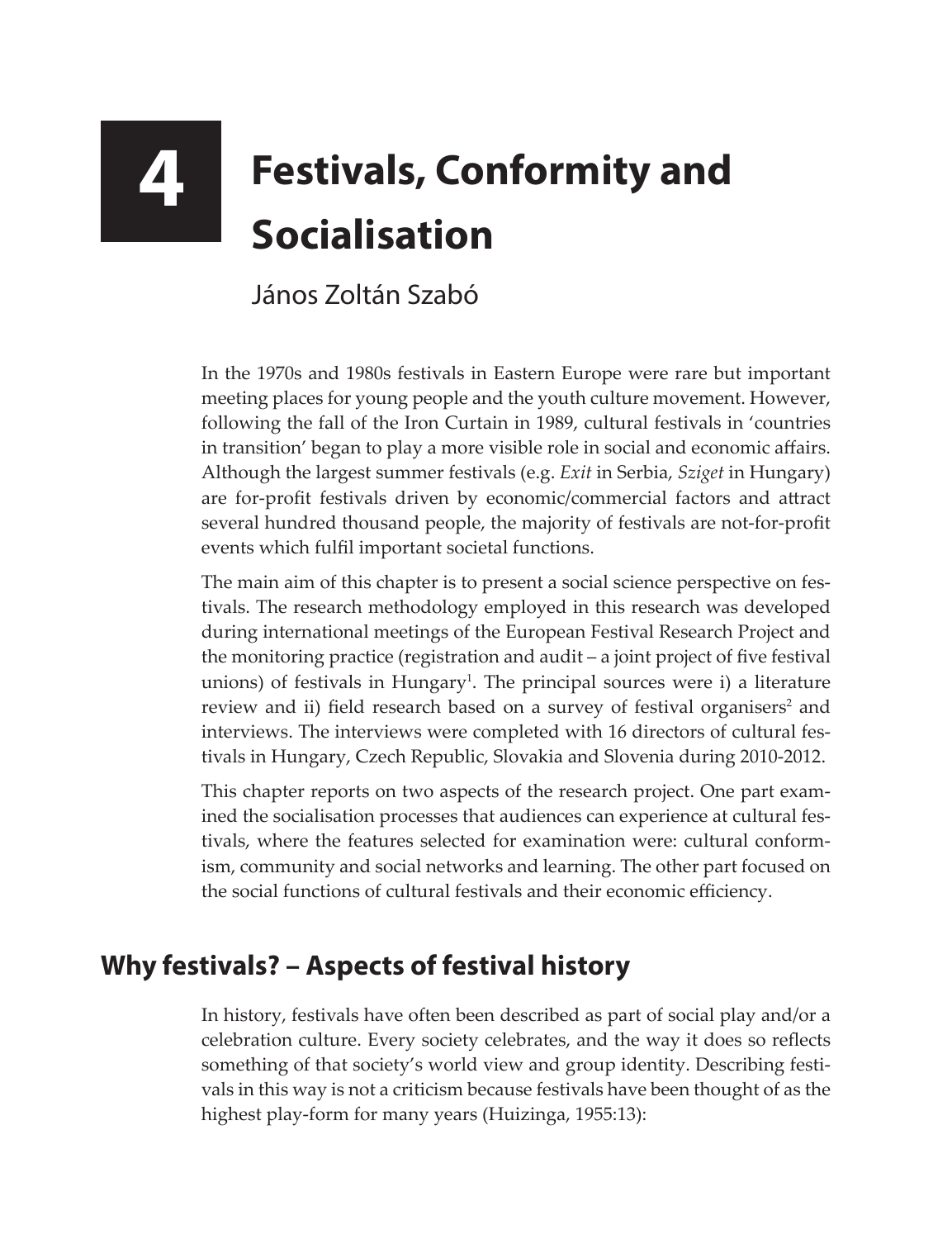# 4 Festivals, Conformity and Socialisation

János Zoltán Szabó

In the 1970s and 1980s festivals in Eastern Europe were rare but important meeting places for young people and the youth culture movement. However, following the fall of the Iron Curtain in 1989, cultural festivals in 'countries in transition' began to play a more visible role in social and economic affairs. Although the largest summer festivals (e.g. *Exit* in Serbia, *Sziget* in Hungary) are for-profit festivals driven by economic/commercial factors and attract several hundred thousand people, the majority of festivals are not-for-profit events which fulfil important societal functions.

The main aim of this chapter is to present a social science perspective on festivals. The research methodology employed in this research was developed during international meetings of the European Festival Research Project and the monitoring practice (registration and audit – a joint project of five festival unions) of festivals in Hungary[1]. The principal sources were i) a literature review and ii) field research based on a survey of festival organisers[2] and interviews. The interviews were completed with 16 directors of cultural festivals in Hungary, Czech Republic, Slovakia and Slovenia during 2010-2012.

This chapter reports on two aspects of the research project. One part examined the socialisation processes that audiences can experience at cultural festivals, where the features selected for examination were: cultural conformism, community and social networks and learning. The other part focused on the social functions of cultural festivals and their economic efficiency.

## Why festivals? – Aspects of festival history

In history, festivals have often been described as part of social play and/or a celebration culture. Every society celebrates, and the way it does so reflects something of that society's world view and group identity. Describing festivals in this way is not a criticism because festivals have been thought of as the highest play-form for many years (Huizinga, 1955:13):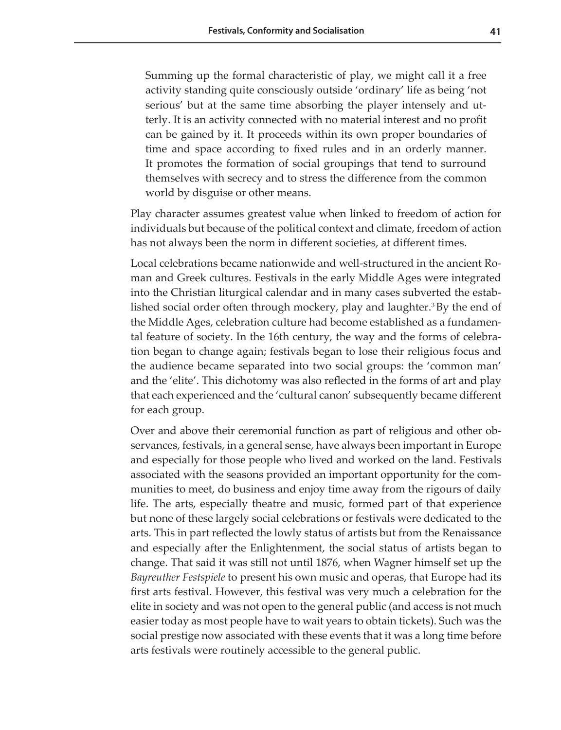> Summing up the formal characteristic of play, we might call it a free activity standing quite consciously outside 'ordinary' life as being 'not serious' but at the same time absorbing the player intensely and utterly. It is an activity connected with no material interest and no profit can be gained by it. It proceeds within its own proper boundaries of time and space according to fixed rules and in an orderly manner. It promotes the formation of social groupings that tend to surround themselves with secrecy and to stress the difference from the common world by disguise or other means.

Play character assumes greatest value when linked to freedom of action for individuals but because of the political context and climate, freedom of action has not always been the norm in different societies, at different times.

Local celebrations became nationwide and well-structured in the ancient Roman and Greek cultures. Festivals in the early Middle Ages were integrated into the Christian liturgical calendar and in many cases subverted the established social order often through mockery, play and laughter.[3] By the end of the Middle Ages, celebration culture had become established as a fundamental feature of society. In the 16th century, the way and the forms of celebration began to change again; festivals began to lose their religious focus and the audience became separated into two social groups: the 'common man' and the 'elite'. This dichotomy was also reflected in the forms of art and play that each experienced and the 'cultural canon' subsequently became different for each group.

Over and above their ceremonial function as part of religious and other observances, festivals, in a general sense, have always been important in Europe and especially for those people who lived and worked on the land. Festivals associated with the seasons provided an important opportunity for the communities to meet, do business and enjoy time away from the rigours of daily life. The arts, especially theatre and music, formed part of that experience but none of these largely social celebrations or festivals were dedicated to the arts. This in part reflected the lowly status of artists but from the Renaissance and especially after the Enlightenment, the social status of artists began to change. That said it was still not until 1876, when Wagner himself set up the *Bayreuther Festspiele* to present his own music and operas, that Europe had its first arts festival. However, this festival was very much a celebration for the elite in society and was not open to the general public (and access is not much easier today as most people have to wait years to obtain tickets). Such was the social prestige now associated with these events that it was a long time before arts festivals were routinely accessible to the general public.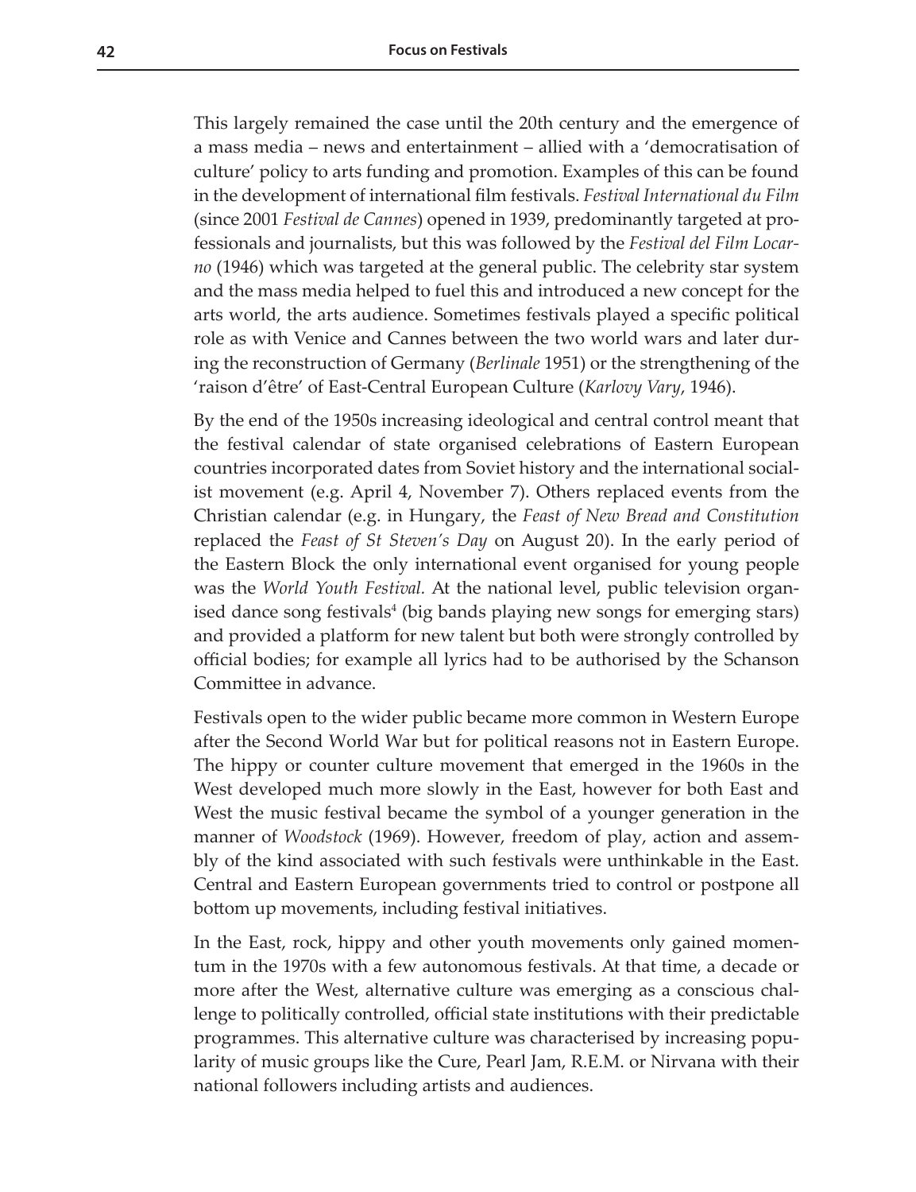This largely remained the case until the 20th century and the emergence of a mass media – news and entertainment – allied with a 'democratisation of culture' policy to arts funding and promotion. Examples of this can be found in the development of international film festivals. *Festival International du Film* (since 2001 *Festival de Cannes*) opened in 1939, predominantly targeted at professionals and journalists, but this was followed by the *Festival del Film Locarno* (1946) which was targeted at the general public. The celebrity star system and the mass media helped to fuel this and introduced a new concept for the arts world, the arts audience. Sometimes festivals played a specific political role as with Venice and Cannes between the two world wars and later during the reconstruction of Germany (*Berlinale* 1951) or the strengthening of the 'raison d'être' of East-Central European Culture (*Karlovy Vary*, 1946).

By the end of the 1950s increasing ideological and central control meant that the festival calendar of state organised celebrations of Eastern European countries incorporated dates from Soviet history and the international socialist movement (e.g. April 4, November 7). Others replaced events from the Christian calendar (e.g. in Hungary, the *Feast of New Bread and Constitution* replaced the *Feast of St Steven's Day* on August 20). In the early period of the Eastern Block the only international event organised for young people was the *World Youth Festival.* At the national level, public television organised dance song festivals[4] (big bands playing new songs for emerging stars) and provided a platform for new talent but both were strongly controlled by official bodies; for example all lyrics had to be authorised by the Schanson Committee in advance.

Festivals open to the wider public became more common in Western Europe after the Second World War but for political reasons not in Eastern Europe. The hippy or counter culture movement that emerged in the 1960s in the West developed much more slowly in the East, however for both East and West the music festival became the symbol of a younger generation in the manner of *Woodstock* (1969). However, freedom of play, action and assembly of the kind associated with such festivals were unthinkable in the East. Central and Eastern European governments tried to control or postpone all bottom up movements, including festival initiatives.

In the East, rock, hippy and other youth movements only gained momentum in the 1970s with a few autonomous festivals. At that time, a decade or more after the West, alternative culture was emerging as a conscious challenge to politically controlled, official state institutions with their predictable programmes. This alternative culture was characterised by increasing popularity of music groups like the Cure, Pearl Jam, R.E.M. or Nirvana with their national followers including artists and audiences.